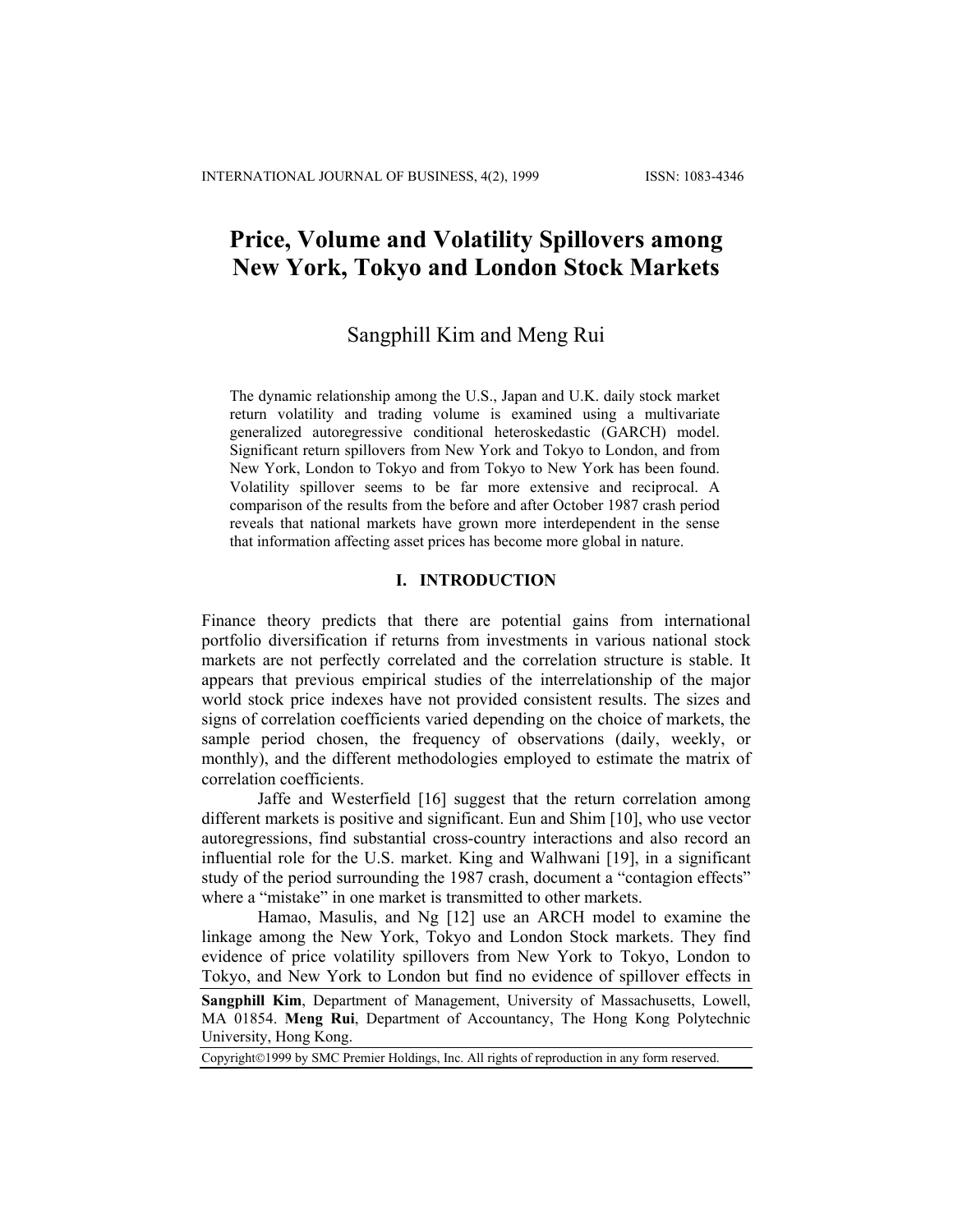# Price, Volume and Volatility Spillovers among New York, Tokyo and London Stock Markets

Sangphill Kim and Meng Rui

The dynamic relationship among the U.S., Japan and U.K. daily stock market return volatility and trading volume is examined using a multivariate generalized autoregressive conditional heteroskedastic (GARCH) model. Significant return spillovers from New York and Tokyo to London, and from New York, London to Tokyo and from Tokyo to New York has been found. Volatility spillover seems to be far more extensive and reciprocal. A comparison of the results from the before and after October 1987 crash period reveals that national markets have grown more interdependent in the sense that information affecting asset prices has become more global in nature.

## I. INTRODUCTION

Finance theory predicts that there are potential gains from international portfolio diversification if returns from investments in various national stock markets are not perfectly correlated and the correlation structure is stable. It appears that previous empirical studies of the interrelationship of the major world stock price indexes have not provided consistent results. The sizes and signs of correlation coefficients varied depending on the choice of markets, the sample period chosen, the frequency of observations (daily, weekly, or monthly), and the different methodologies employed to estimate the matrix of correlation coefficients.

Jaffe and Westerfield [16] suggest that the return correlation among different markets is positive and significant. Eun and Shim [10], who use vector autoregressions, find substantial cross-country interactions and also record an influential role for the U.S. market. King and Walhwani [19], in a significant study of the period surrounding the 1987 crash, document a "contagion effects" where a "mistake" in one market is transmitted to other markets.

Hamao, Masulis, and Ng [12] use an ARCH model to examine the linkage among the New York, Tokyo and London Stock markets. They find evidence of price volatility spillovers from New York to Tokyo, London to Tokyo, and New York to London but find no evidence of spillover effects in

**Sangphill Kim**, Department of Management, University of Massachusetts, Lowell, MA 01854. **Meng Rui**, Department of Accountancy, The Hong Kong Polytechnic University, Hong Kong.

Copyright©1999 by SMC Premier Holdings, Inc. All rights of reproduction in any form reserved.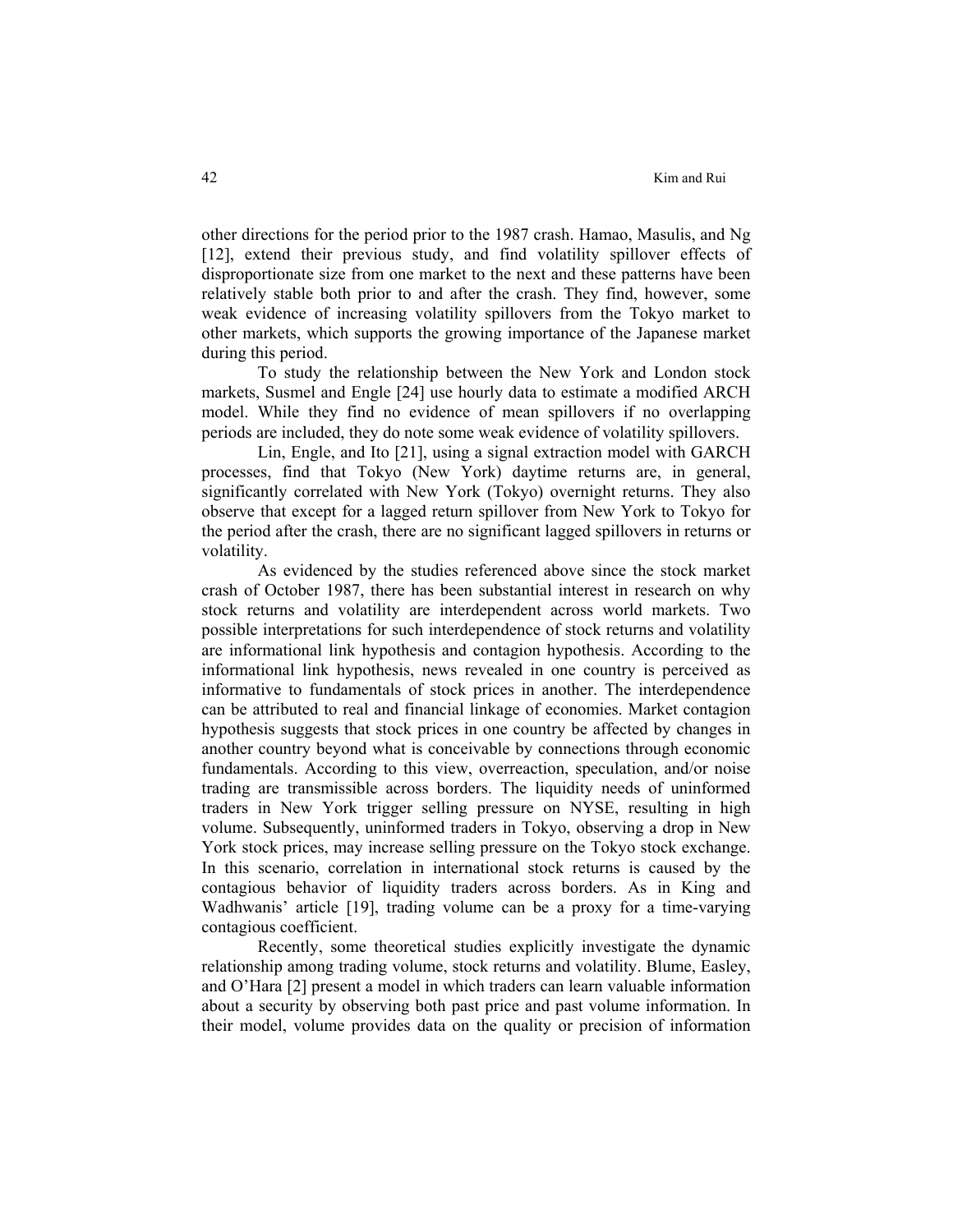other directions for the period prior to the 1987 crash. Hamao, Masulis, and Ng [12], extend their previous study, and find volatility spillover effects of disproportionate size from one market to the next and these patterns have been relatively stable both prior to and after the crash. They find, however, some weak evidence of increasing volatility spillovers from the Tokyo market to other markets, which supports the growing importance of the Japanese market during this period.

To study the relationship between the New York and London stock markets, Susmel and Engle [24] use hourly data to estimate a modified ARCH model. While they find no evidence of mean spillovers if no overlapping periods are included, they do note some weak evidence of volatility spillovers.

Lin, Engle, and Ito [21], using a signal extraction model with GARCH processes, find that Tokyo (New York) daytime returns are, in general, significantly correlated with New York (Tokyo) overnight returns. They also observe that except for a lagged return spillover from New York to Tokyo for the period after the crash, there are no significant lagged spillovers in returns or volatility.

As evidenced by the studies referenced above since the stock market crash of October 1987, there has been substantial interest in research on why stock returns and volatility are interdependent across world markets. Two possible interpretations for such interdependence of stock returns and volatility are informational link hypothesis and contagion hypothesis. According to the informational link hypothesis, news revealed in one country is perceived as informative to fundamentals of stock prices in another. The interdependence can be attributed to real and financial linkage of economies. Market contagion hypothesis suggests that stock prices in one country be affected by changes in another country beyond what is conceivable by connections through economic fundamentals. According to this view, overreaction, speculation, and/or noise trading are transmissible across borders. The liquidity needs of uninformed traders in New York trigger selling pressure on NYSE, resulting in high volume. Subsequently, uninformed traders in Tokyo, observing a drop in New York stock prices, may increase selling pressure on the Tokyo stock exchange. In this scenario, correlation in international stock returns is caused by the contagious behavior of liquidity traders across borders. As in King and Wadhwanis' article [19], trading volume can be a proxy for a time-varying contagious coefficient.

Recently, some theoretical studies explicitly investigate the dynamic relationship among trading volume, stock returns and volatility. Blume, Easley, and O'Hara [2] present a model in which traders can learn valuable information about a security by observing both past price and past volume information. In their model, volume provides data on the quality or precision of information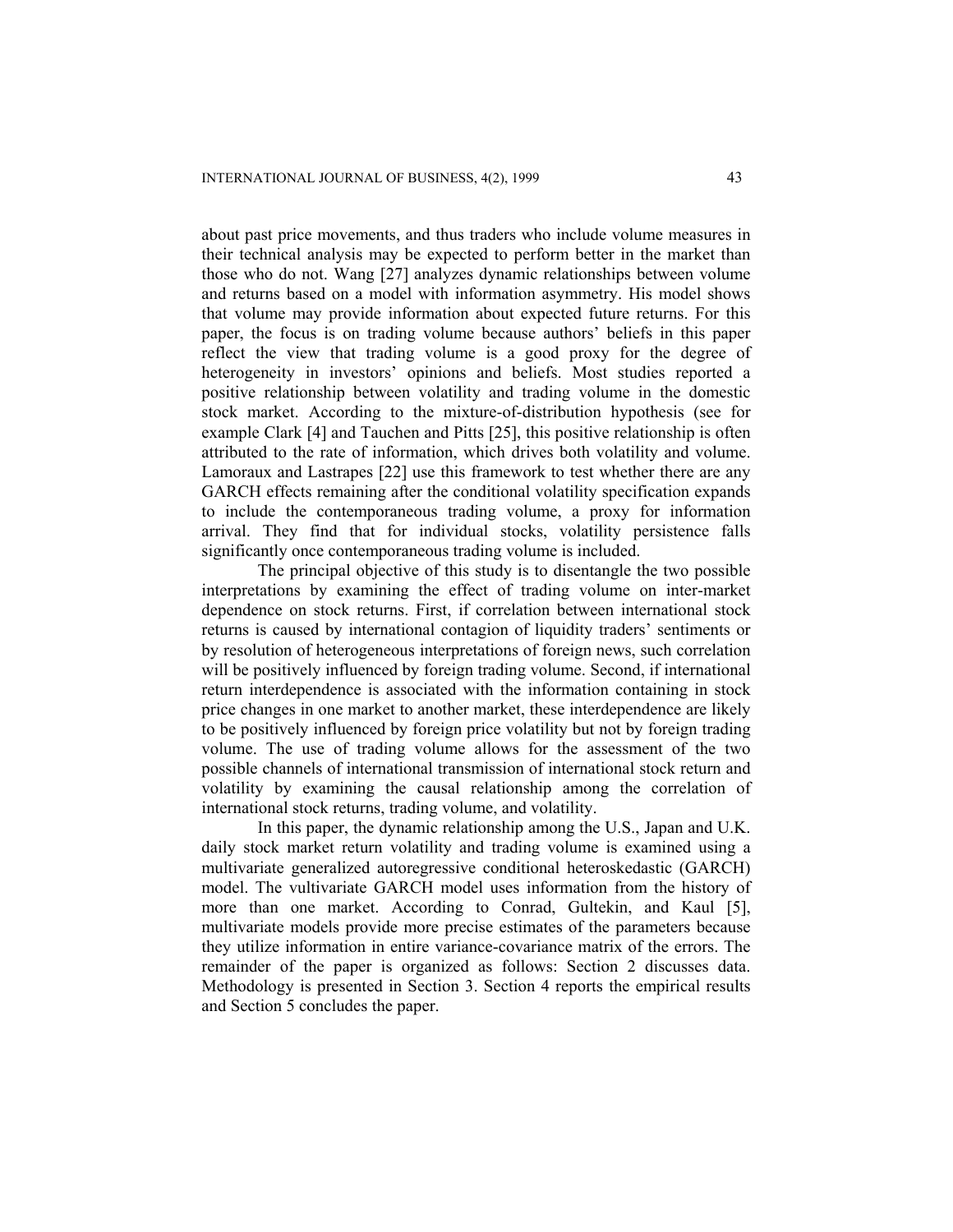about past price movements, and thus traders who include volume measures in their technical analysis may be expected to perform better in the market than those who do not. Wang [27] analyzes dynamic relationships between volume and returns based on a model with information asymmetry. His model shows that volume may provide information about expected future returns. For this paper, the focus is on trading volume because authors' beliefs in this paper reflect the view that trading volume is a good proxy for the degree of heterogeneity in investors' opinions and beliefs. Most studies reported a positive relationship between volatility and trading volume in the domestic stock market. According to the mixture-of-distribution hypothesis (see for example Clark [4] and Tauchen and Pitts [25], this positive relationship is often attributed to the rate of information, which drives both volatility and volume. Lamoraux and Lastrapes [22] use this framework to test whether there are any GARCH effects remaining after the conditional volatility specification expands to include the contemporaneous trading volume, a proxy for information arrival. They find that for individual stocks, volatility persistence falls significantly once contemporaneous trading volume is included.

The principal objective of this study is to disentangle the two possible interpretations by examining the effect of trading volume on inter-market dependence on stock returns. First, if correlation between international stock returns is caused by international contagion of liquidity traders' sentiments or by resolution of heterogeneous interpretations of foreign news, such correlation will be positively influenced by foreign trading volume. Second, if international return interdependence is associated with the information containing in stock price changes in one market to another market, these interdependence are likely to be positively influenced by foreign price volatility but not by foreign trading volume. The use of trading volume allows for the assessment of the two possible channels of international transmission of international stock return and volatility by examining the causal relationship among the correlation of international stock returns, trading volume, and volatility.

In this paper, the dynamic relationship among the U.S., Japan and U.K. daily stock market return volatility and trading volume is examined using a multivariate generalized autoregressive conditional heteroskedastic (GARCH) model. The vultivariate GARCH model uses information from the history of more than one market. According to Conrad, Gultekin, and Kaul [5], multivariate models provide more precise estimates of the parameters because they utilize information in entire variance-covariance matrix of the errors. The remainder of the paper is organized as follows: Section 2 discusses data. Methodology is presented in Section 3. Section 4 reports the empirical results and Section 5 concludes the paper.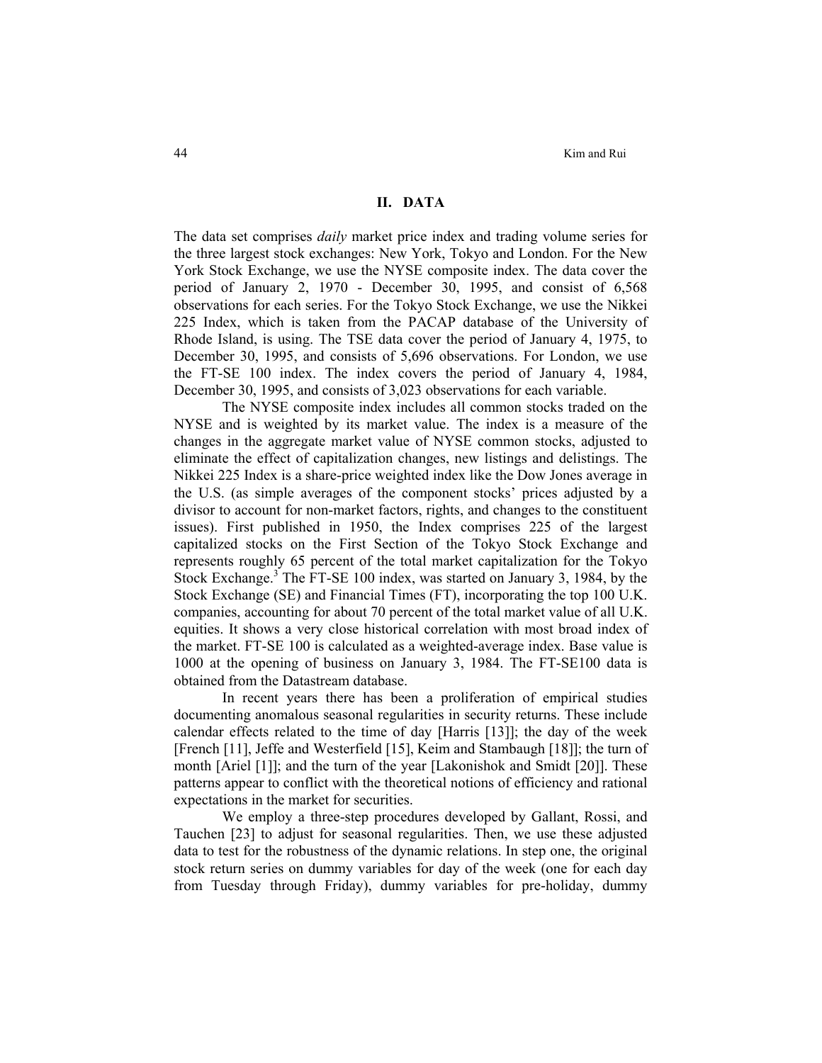## II. DATA

The data set comprises *daily* market price index and trading volume series for the three largest stock exchanges: New York, Tokyo and London. For the New York Stock Exchange, we use the NYSE composite index. The data cover the period of January 2, 1970 - December 30, 1995, and consist of 6,568 observations for each series. For the Tokyo Stock Exchange, we use the Nikkei 225 Index, which is taken from the PACAP database of the University of Rhode Island, is using. The TSE data cover the period of January 4, 1975, to December 30, 1995, and consists of 5,696 observations. For London, we use the FT-SE 100 index. The index covers the period of January 4, 1984, December 30, 1995, and consists of 3,023 observations for each variable.

The NYSE composite index includes all common stocks traded on the NYSE and is weighted by its market value. The index is a measure of the changes in the aggregate market value of NYSE common stocks, adjusted to eliminate the effect of capitalization changes, new listings and delistings. The Nikkei 225 Index is a share-price weighted index like the Dow Jones average in the U.S. (as simple averages of the component stocks' prices adjusted by a divisor to account for non-market factors, rights, and changes to the constituent issues). First published in 1950, the Index comprises 225 of the largest capitalized stocks on the First Section of the Tokyo Stock Exchange and represents roughly 65 percent of the total market capitalization for the Tokyo Stock Exchange.[3] The FT-SE 100 index, was started on January 3, 1984, by the Stock Exchange (SE) and Financial Times (FT), incorporating the top 100 U.K. companies, accounting for about 70 percent of the total market value of all U.K. equities. It shows a very close historical correlation with most broad index of the market. FT-SE 100 is calculated as a weighted-average index. Base value is 1000 at the opening of business on January 3, 1984. The FT-SE100 data is obtained from the Datastream database.

In recent years there has been a proliferation of empirical studies documenting anomalous seasonal regularities in security returns. These include calendar effects related to the time of day [Harris [13]]; the day of the week [French [11], Jeffe and Westerfield [15], Keim and Stambaugh [18]]; the turn of month [Ariel [1]]; and the turn of the year [Lakonishok and Smidt [20]]. These patterns appear to conflict with the theoretical notions of efficiency and rational expectations in the market for securities.

We employ a three-step procedures developed by Gallant, Rossi, and Tauchen [23] to adjust for seasonal regularities. Then, we use these adjusted data to test for the robustness of the dynamic relations. In step one, the original stock return series on dummy variables for day of the week (one for each day from Tuesday through Friday), dummy variables for pre-holiday, dummy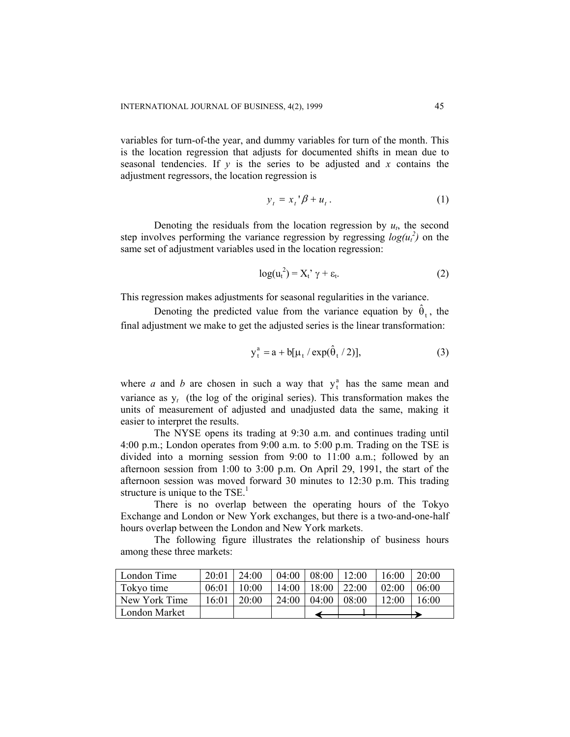variables for turn-of-the year, and dummy variables for turn of the month. This is the location regression that adjusts for documented shifts in mean due to seasonal tendencies. If $y$ is the series to be adjusted and $x$ contains the adjustment regressors, the location regression is

$$y_t = x_t'\beta + u_t . \tag{1}$$

Denoting the residuals from the location regression by $u_t$, the second step involves performing the variance regression by regressing $log(u_t^2)$ on the same set of adjustment variables used in the location regression:

$$\log(u_t^2) = X_t'\gamma + \varepsilon_t. \tag{2}$$

This regression makes adjustments for seasonal regularities in the variance.

Denoting the predicted value from the variance equation by $\hat{\theta}_t$, the final adjustment we make to get the adjusted series is the linear transformation:

$$y_t^a = a + b[\mu_t / \exp(\hat{\theta}_t / 2)], \tag{3}$$

where $a$ and $b$ are chosen in such a way that $y_t^a$ has the same mean and variance as $y_t$ (the log of the original series). This transformation makes the units of measurement of adjusted and unadjusted data the same, making it easier to interpret the results.

The NYSE opens its trading at 9:30 a.m. and continues trading until 4:00 p.m.; London operates from 9:00 a.m. to 5:00 p.m. Trading on the TSE is divided into a morning session from 9:00 to 11:00 a.m.; followed by an afternoon session from 1:00 to 3:00 p.m. On April 29, 1991, the start of the afternoon session was moved forward 30 minutes to 12:30 p.m. This trading structure is unique to the TSE.[1]

There is no overlap between the operating hours of the Tokyo Exchange and London or New York exchanges, but there is a two-and-one-half hours overlap between the London and New York markets.

The following figure illustrates the relationship of business hours among these three markets:

| London Time | 20:01 | 24:00 | 04:00 | 08:00 | 12:00 | 16:00 | 20:00 |
|---|---|---|---|---|---|---|---|
| Tokyo time | 06:01 | 10:00 | 14:00 | 18:00 | 22:00 | 02:00 | 06:00 |
| New York Time | 16:01 | 20:00 | 24:00 | 04:00 | 08:00 | 12:00 | 16:00 |
| London Market | | | | ← | 1 | | → |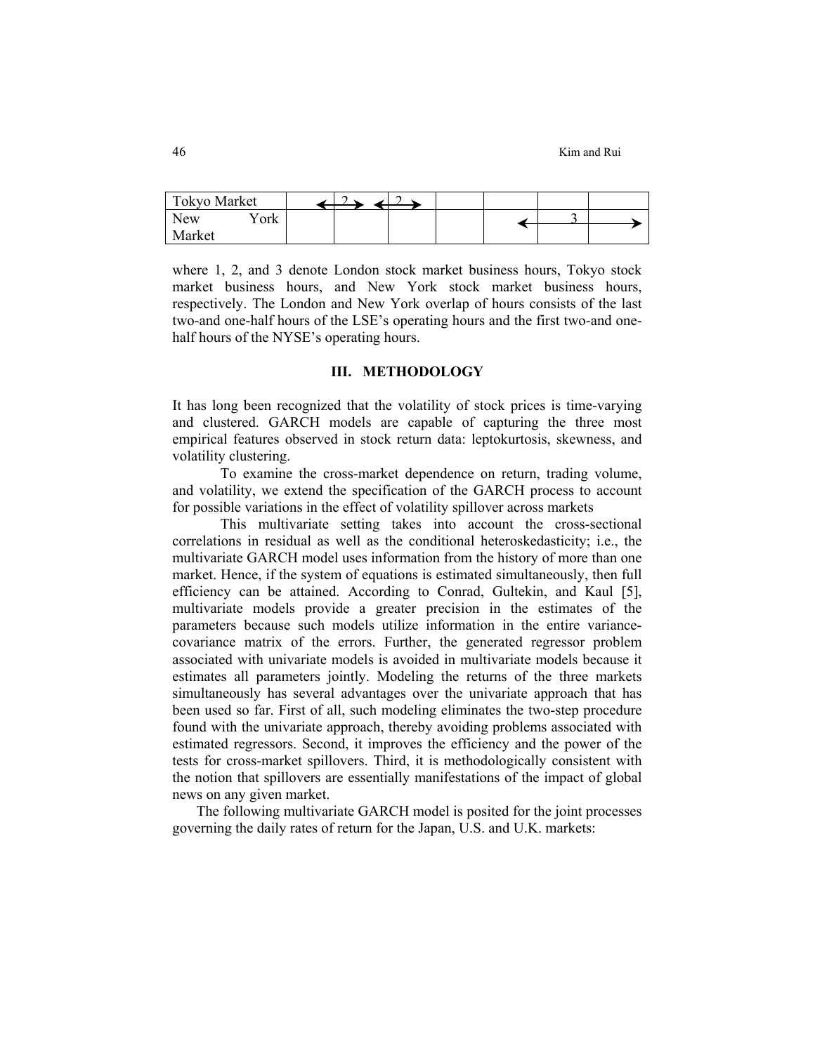| Tokyo Market | ← 2 → | ← 2 → | | | | |
| --- | --- | --- | --- | --- | --- | --- |
| New York Market | | | | | ← 3 | → |

where 1, 2, and 3 denote London stock market business hours, Tokyo stock market business hours, and New York stock market business hours, respectively. The London and New York overlap of hours consists of the last two-and one-half hours of the LSE's operating hours and the first two-and one-half hours of the NYSE's operating hours.

## III. METHODOLOGY

It has long been recognized that the volatility of stock prices is time-varying and clustered. GARCH models are capable of capturing the three most empirical features observed in stock return data: leptokurtosis, skewness, and volatility clustering.

To examine the cross-market dependence on return, trading volume, and volatility, we extend the specification of the GARCH process to account for possible variations in the effect of volatility spillover across markets

This multivariate setting takes into account the cross-sectional correlations in residual as well as the conditional heteroskedasticity; i.e., the multivariate GARCH model uses information from the history of more than one market. Hence, if the system of equations is estimated simultaneously, then full efficiency can be attained. According to Conrad, Gultekin, and Kaul [5], multivariate models provide a greater precision in the estimates of the parameters because such models utilize information in the entire variance-covariance matrix of the errors. Further, the generated regressor problem associated with univariate models is avoided in multivariate models because it estimates all parameters jointly. Modeling the returns of the three markets simultaneously has several advantages over the univariate approach that has been used so far. First of all, such modeling eliminates the two-step procedure found with the univariate approach, thereby avoiding problems associated with estimated regressors. Second, it improves the efficiency and the power of the tests for cross-market spillovers. Third, it is methodologically consistent with the notion that spillovers are essentially manifestations of the impact of global news on any given market.

The following multivariate GARCH model is posited for the joint processes governing the daily rates of return for the Japan, U.S. and U.K. markets: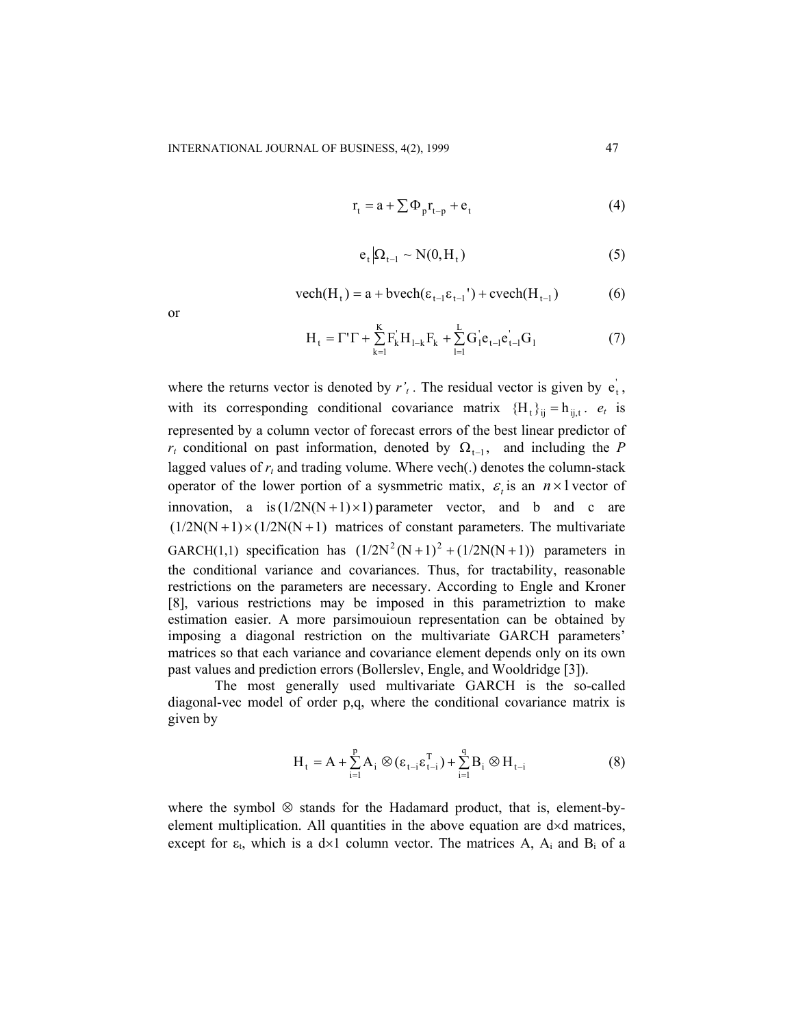$$r_t = a + \sum \Phi_p r_{t-p} + e_t \tag{4}$$

$$e_t \left| \Omega_{t-1} \sim N(0, H_t) \right. \tag{5}$$

$$\text{vech}(H_t) = a + b\text{vech}(\varepsilon_{t-1}\varepsilon_{t-1}') + c\text{vech}(H_{t-1}) \tag{6}$$

or

$$H_t = \Gamma'\Gamma + \sum_{k=1}^{K} F_k' H_{1-k} F_k + \sum_{l=1}^{L} G_l' e_{t-l} e_{t-l}' G_l \tag{7}$$

where the returns vector is denoted by $r'_t$. The residual vector is given by $e_t'$, with its corresponding conditional covariance matrix $\{H_t\}_{ij} = h_{ij,t}$. $e_t$ is represented by a column vector of forecast errors of the best linear predictor of $r_t$ conditional on past information, denoted by $\Omega_{t-1}$, and including the $P$ lagged values of $r_t$ and trading volume. Where vech(.) denotes the column-stack operator of the lower portion of a sysmmetric matix, $\varepsilon_t$ is an $n \times 1$ vector of innovation, a is $(1/2N(N+1) \times 1)$ parameter vector, and b and c are $(1/2N(N+1) \times (1/2N(N+1))$ matrices of constant parameters. The multivariate GARCH(1,1) specification has $(1/2N^2(N+1)^2 + (1/2N(N+1))$ parameters in the conditional variance and covariances. Thus, for tractability, reasonable restrictions on the parameters are necessary. According to Engle and Kroner [8], various restrictions may be imposed in this parametriztion to make estimation easier. A more parsimouioun representation can be obtained by imposing a diagonal restriction on the multivariate GARCH parameters' matrices so that each variance and covariance element depends only on its own past values and prediction errors (Bollerslev, Engle, and Wooldridge [3]).

The most generally used multivariate GARCH is the so-called diagonal-vec model of order p,q, where the conditional covariance matrix is given by

$$H_t = A + \sum_{i=1}^{p} A_i \otimes (\varepsilon_{t-i}\varepsilon_{t-i}^T) + \sum_{i=1}^{q} B_i \otimes H_{t-i} \tag{8}$$

where the symbol $\otimes$ stands for the Hadamard product, that is, element-by-element multiplication. All quantities in the above equation are $d \times d$ matrices, except for $\varepsilon_t$, which is a $d \times 1$ column vector. The matrices A, $A_i$ and $B_i$ of a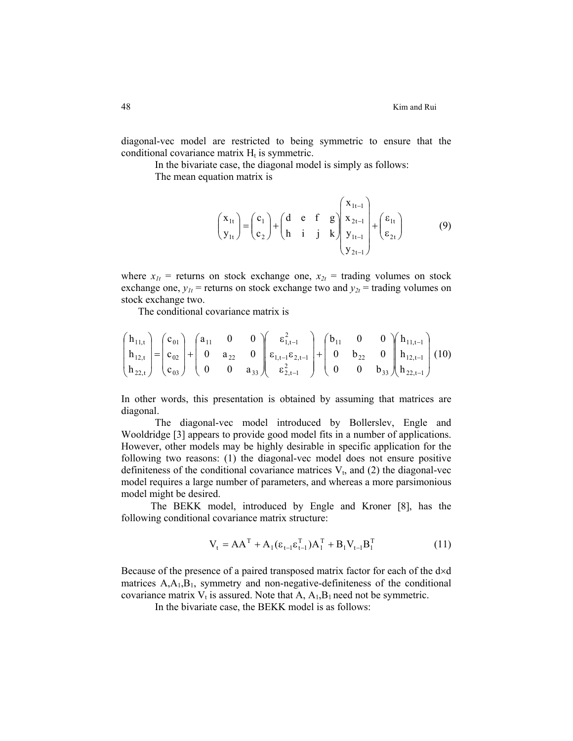diagonal-vec model are restricted to being symmetric to ensure that the conditional covariance matrix $H_t$ is symmetric.

In the bivariate case, the diagonal model is simply as follows:

The mean equation matrix is

$$\begin{pmatrix} x_{1t} \\ y_{1t} \end{pmatrix} = \begin{pmatrix} c_1 \\ c_2 \end{pmatrix} + \begin{pmatrix} d & e & f & g \\ h & i & j & k \end{pmatrix} \begin{pmatrix} x_{1t-1} \\ x_{2t-1} \\ y_{1t-1} \\ y_{2t-1} \end{pmatrix} + \begin{pmatrix} \varepsilon_{1t} \\ \varepsilon_{2t} \end{pmatrix} \tag{9}$$

where $x_{1t}$ = returns on stock exchange one, $x_{2t}$ = trading volumes on stock exchange one, $y_{1t}$ = returns on stock exchange two and $y_{2t}$ = trading volumes on stock exchange two.

The conditional covariance matrix is

$$\begin{pmatrix} h_{11,t} \\ h_{12,t} \\ h_{22,t} \end{pmatrix} = \begin{pmatrix} c_{01} \\ c_{02} \\ c_{03} \end{pmatrix} + \begin{pmatrix} a_{11} & 0 & 0 \\ 0 & a_{22} & 0 \\ 0 & 0 & a_{33} \end{pmatrix} \begin{pmatrix} \varepsilon^2_{1,t-1} \\ \varepsilon_{1,t-1}\varepsilon_{2,t-1} \\ \varepsilon^2_{2,t-1} \end{pmatrix} + \begin{pmatrix} b_{11} & 0 & 0 \\ 0 & b_{22} & 0 \\ 0 & 0 & b_{33} \end{pmatrix} \begin{pmatrix} h_{11,t-1} \\ h_{12,t-1} \\ h_{22,t-1} \end{pmatrix} \tag{10}$$

In other words, this presentation is obtained by assuming that matrices are diagonal.

The diagonal-vec model introduced by Bollerslev, Engle and Wooldridge [3] appears to provide good model fits in a number of applications. However, other models may be highly desirable in specific application for the following two reasons: (1) the diagonal-vec model does not ensure positive definiteness of the conditional covariance matrices $V_t$, and (2) the diagonal-vec model requires a large number of parameters, and whereas a more parsimonious model might be desired.

The BEKK model, introduced by Engle and Kroner [8], has the following conditional covariance matrix structure:

$$V_t = AA^T + A_1(\varepsilon_{t-1}\varepsilon^T_{t-1})A_1^T + B_1 V_{t-1} B_1^T \tag{11}$$

Because of the presence of a paired transposed matrix factor for each of the $d \times d$ matrices $A, A_1, B_1$, symmetry and non-negative-definiteness of the conditional covariance matrix $V_t$ is assured. Note that $A$, $A_1, B_1$ need not be symmetric.

In the bivariate case, the BEKK model is as follows: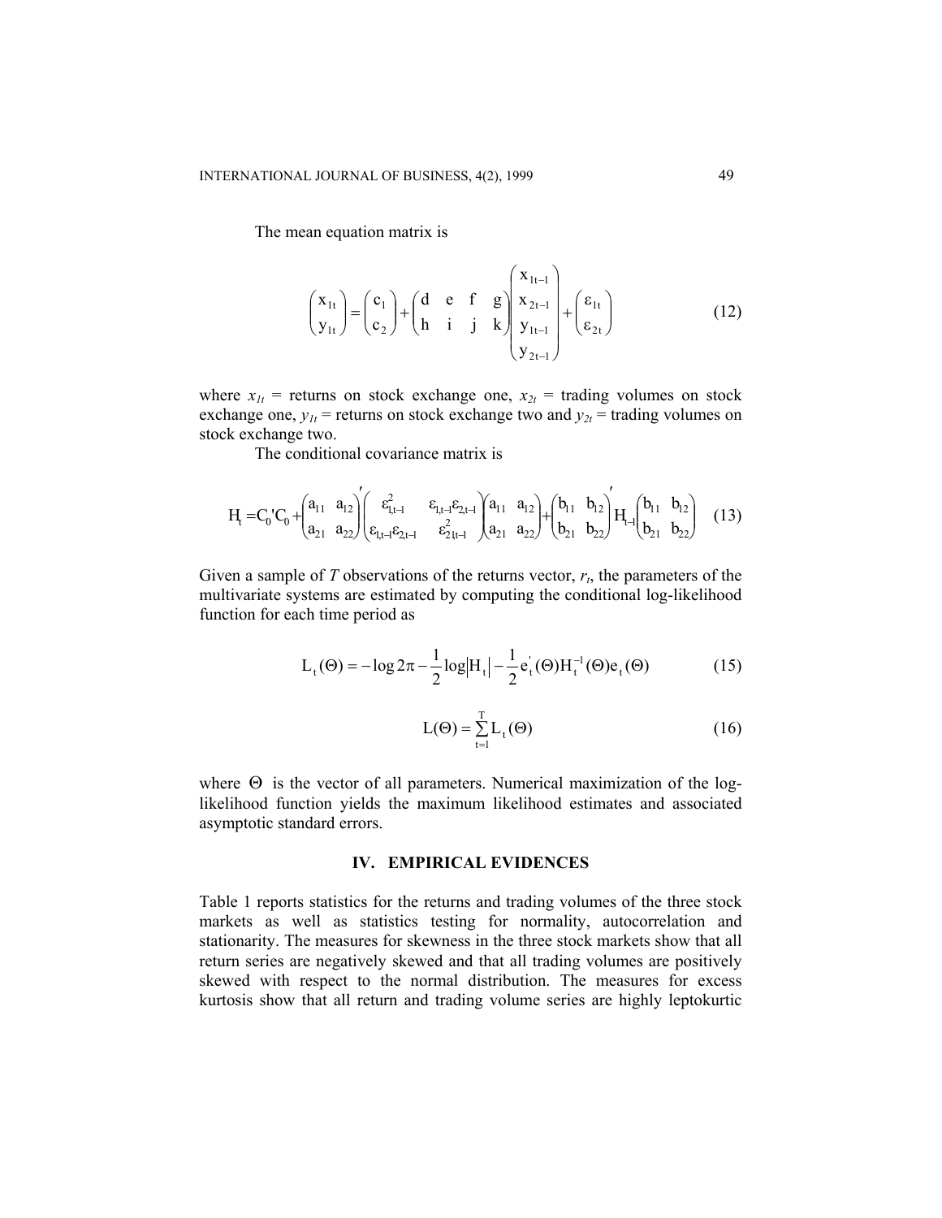The mean equation matrix is

$$\begin{pmatrix} x_{1t} \\ y_{1t} \end{pmatrix} = \begin{pmatrix} c_1 \\ c_2 \end{pmatrix} + \begin{pmatrix} d & e & f & g \\ h & i & j & k \end{pmatrix} \begin{pmatrix} x_{1t-1} \\ x_{2t-1} \\ y_{1t-1} \\ y_{2t-1} \end{pmatrix} + \begin{pmatrix} \varepsilon_{1t} \\ \varepsilon_{2t} \end{pmatrix} \tag{12}$$

where $x_{1t}$ = returns on stock exchange one, $x_{2t}$ = trading volumes on stock exchange one, $y_{1t}$ = returns on stock exchange two and $y_{2t}$ = trading volumes on stock exchange two.

The conditional covariance matrix is

$$H_t = C_0'C_0 + \begin{pmatrix} a_{11} & a_{12} \\ a_{21} & a_{22} \end{pmatrix}' \begin{pmatrix} \varepsilon_{1,t-1}^2 & \varepsilon_{1,t-1}\varepsilon_{2,t-1} \\ \varepsilon_{1,t-1}\varepsilon_{2,t-1} & \varepsilon_{2\,1t-1}^2 \end{pmatrix} \begin{pmatrix} a_{11} & a_{12} \\ a_{21} & a_{22} \end{pmatrix} + \begin{pmatrix} b_{11} & b_{12} \\ b_{21} & b_{22} \end{pmatrix}' H_{t-1} \begin{pmatrix} b_{11} & b_{12} \\ b_{21} & b_{22} \end{pmatrix} \tag{13}$$

Given a sample of $T$ observations of the returns vector, $r_t$, the parameters of the multivariate systems are estimated by computing the conditional log-likelihood function for each time period as

$$L_t(\Theta) = -\log 2\pi - \frac{1}{2}\log\left|H_t\right| - \frac{1}{2}e_t'(\Theta)H_t^{-1}(\Theta)e_t(\Theta) \tag{15}$$

$$L(\Theta) = \sum_{t=1}^{T} L_t(\Theta) \tag{16}$$

where $\Theta$ is the vector of all parameters. Numerical maximization of the log-likelihood function yields the maximum likelihood estimates and associated asymptotic standard errors.

## IV. EMPIRICAL EVIDENCES

Table 1 reports statistics for the returns and trading volumes of the three stock markets as well as statistics testing for normality, autocorrelation and stationarity. The measures for skewness in the three stock markets show that all return series are negatively skewed and that all trading volumes are positively skewed with respect to the normal distribution. The measures for excess kurtosis show that all return and trading volume series are highly leptokurtic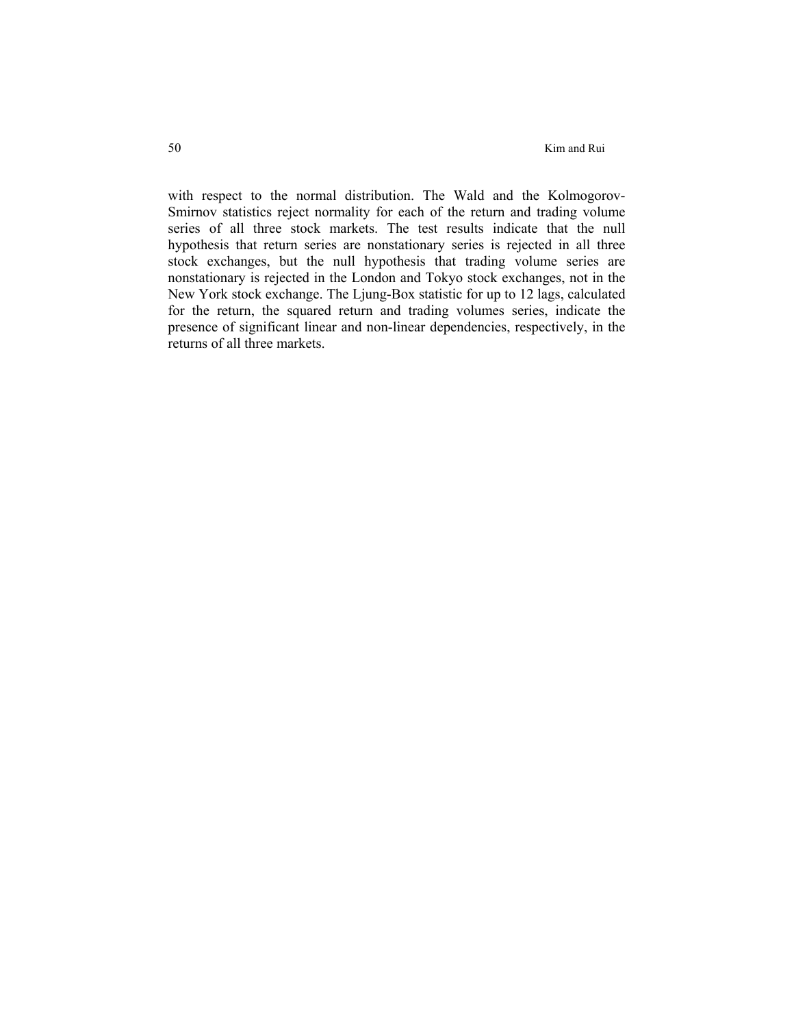with respect to the normal distribution. The Wald and the Kolmogorov-Smirnov statistics reject normality for each of the return and trading volume series of all three stock markets. The test results indicate that the null hypothesis that return series are nonstationary series is rejected in all three stock exchanges, but the null hypothesis that trading volume series are nonstationary is rejected in the London and Tokyo stock exchanges, not in the New York stock exchange. The Ljung-Box statistic for up to 12 lags, calculated for the return, the squared return and trading volumes series, indicate the presence of significant linear and non-linear dependencies, respectively, in the returns of all three markets.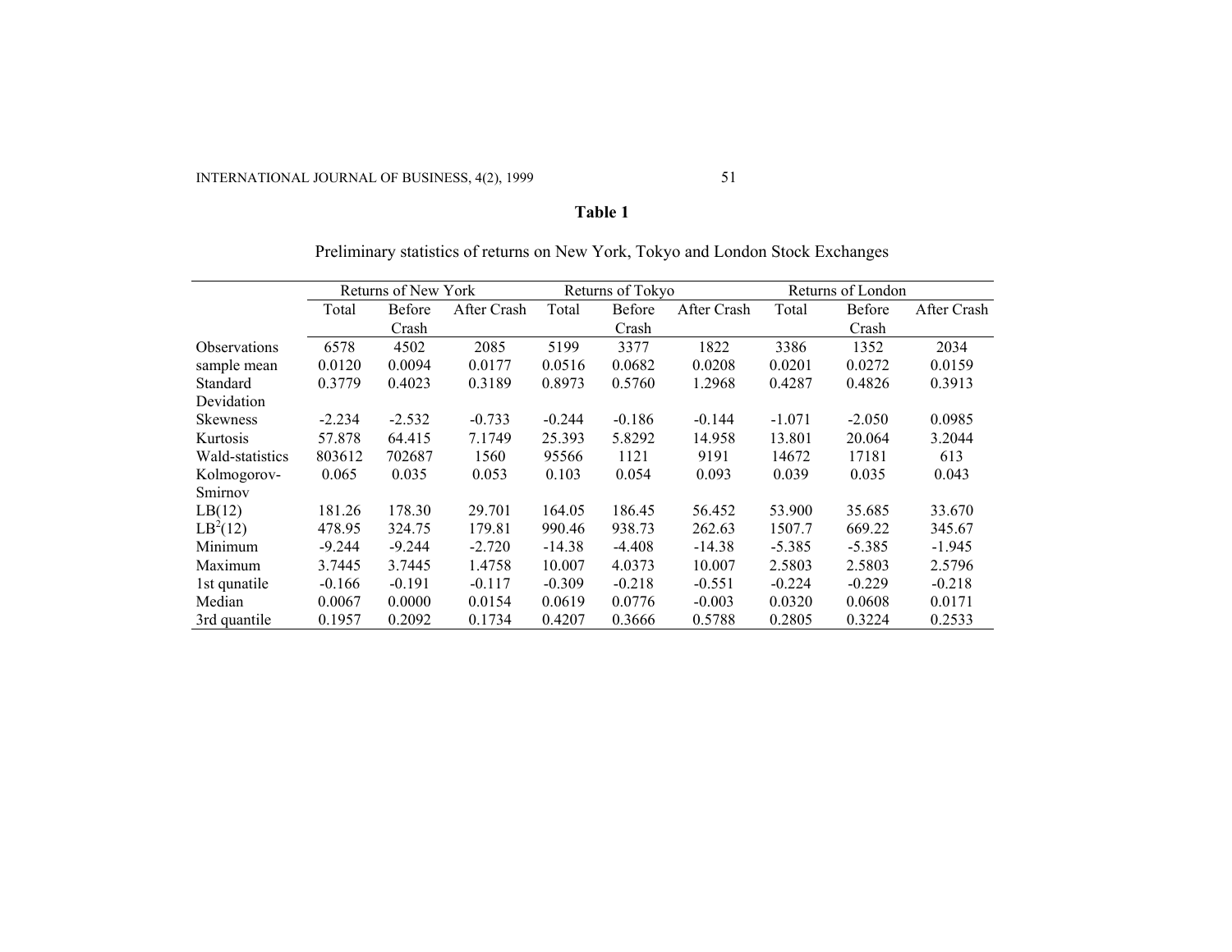**Table 1**

Preliminary statistics of returns on New York, Tokyo and London Stock Exchanges

| | Returns of New York | | | Returns of Tokyo | | | Returns of London | | |
|---|---|---|---|---|---|---|---|---|---|
| | Total | Before Crash | After Crash | Total | Before Crash | After Crash | Total | Before Crash | After Crash |
| Observations | 6578 | 4502 | 2085 | 5199 | 3377 | 1822 | 3386 | 1352 | 2034 |
| sample mean | 0.0120 | 0.0094 | 0.0177 | 0.0516 | 0.0682 | 0.0208 | 0.0201 | 0.0272 | 0.0159 |
| Standard Devidation | 0.3779 | 0.4023 | 0.3189 | 0.8973 | 0.5760 | 1.2968 | 0.4287 | 0.4826 | 0.3913 |
| Skewness | -2.234 | -2.532 | -0.733 | -0.244 | -0.186 | -0.144 | -1.071 | -2.050 | 0.0985 |
| Kurtosis | 57.878 | 64.415 | 7.1749 | 25.393 | 5.8292 | 14.958 | 13.801 | 20.064 | 3.2044 |
| Wald-statistics | 803612 | 702687 | 1560 | 95566 | 1121 | 9191 | 14672 | 17181 | 613 |
| Kolmogorov-Smirnov | 0.065 | 0.035 | 0.053 | 0.103 | 0.054 | 0.093 | 0.039 | 0.035 | 0.043 |
| LB(12) | 181.26 | 178.30 | 29.701 | 164.05 | 186.45 | 56.452 | 53.900 | 35.685 | 33.670 |
| $LB^2(12)$ | 478.95 | 324.75 | 179.81 | 990.46 | 938.73 | 262.63 | 1507.7 | 669.22 | 345.67 |
| Minimum | -9.244 | -9.244 | -2.720 | -14.38 | -4.408 | -14.38 | -5.385 | -5.385 | -1.945 |
| Maximum | 3.7445 | 3.7445 | 1.4758 | 10.007 | 4.0373 | 10.007 | 2.5803 | 2.5803 | 2.5796 |
| 1st qunatile | -0.166 | -0.191 | -0.117 | -0.309 | -0.218 | -0.551 | -0.224 | -0.229 | -0.218 |
| Median | 0.0067 | 0.0000 | 0.0154 | 0.0619 | 0.0776 | -0.003 | 0.0320 | 0.0608 | 0.0171 |
| 3rd quantile | 0.1957 | 0.2092 | 0.1734 | 0.4207 | 0.3666 | 0.5788 | 0.2805 | 0.3224 | 0.2533 |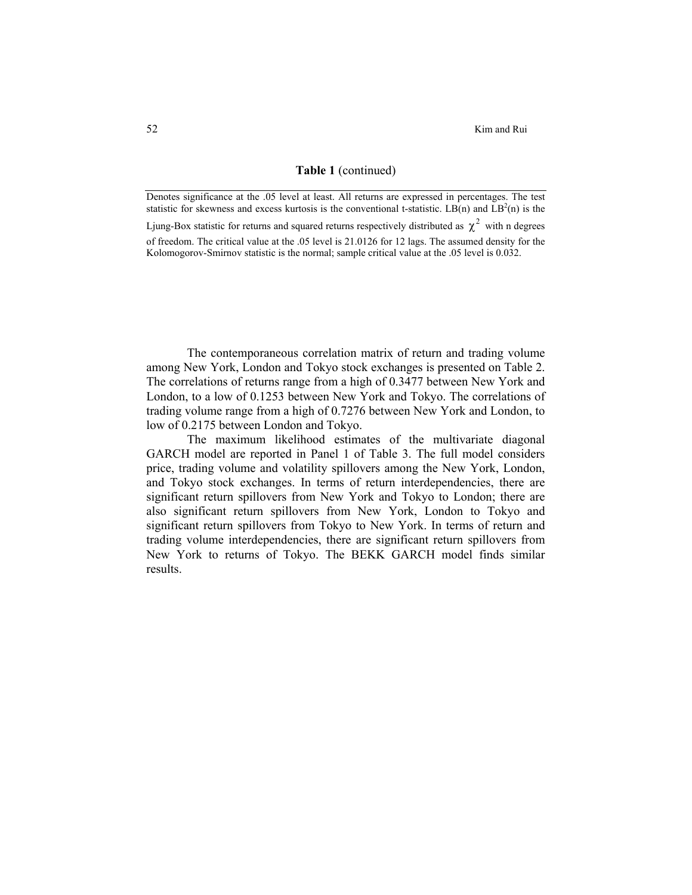**Table 1** (continued)

Denotes significance at the .05 level at least. All returns are expressed in percentages. The test statistic for skewness and excess kurtosis is the conventional t-statistic. LB(n) and $LB^2(n)$ is the Ljung-Box statistic for returns and squared returns respectively distributed as $\chi^2$ with n degrees of freedom. The critical value at the .05 level is 21.0126 for 12 lags. The assumed density for the Kolomogorov-Smirnov statistic is the normal; sample critical value at the .05 level is 0.032.

The contemporaneous correlation matrix of return and trading volume among New York, London and Tokyo stock exchanges is presented on Table 2. The correlations of returns range from a high of 0.3477 between New York and London, to a low of 0.1253 between New York and Tokyo. The correlations of trading volume range from a high of 0.7276 between New York and London, to low of 0.2175 between London and Tokyo.

The maximum likelihood estimates of the multivariate diagonal GARCH model are reported in Panel 1 of Table 3. The full model considers price, trading volume and volatility spillovers among the New York, London, and Tokyo stock exchanges. In terms of return interdependencies, there are significant return spillovers from New York and Tokyo to London; there are also significant return spillovers from New York, London to Tokyo and significant return spillovers from Tokyo to New York. In terms of return and trading volume interdependencies, there are significant return spillovers from New York to returns of Tokyo. The BEKK GARCH model finds similar results.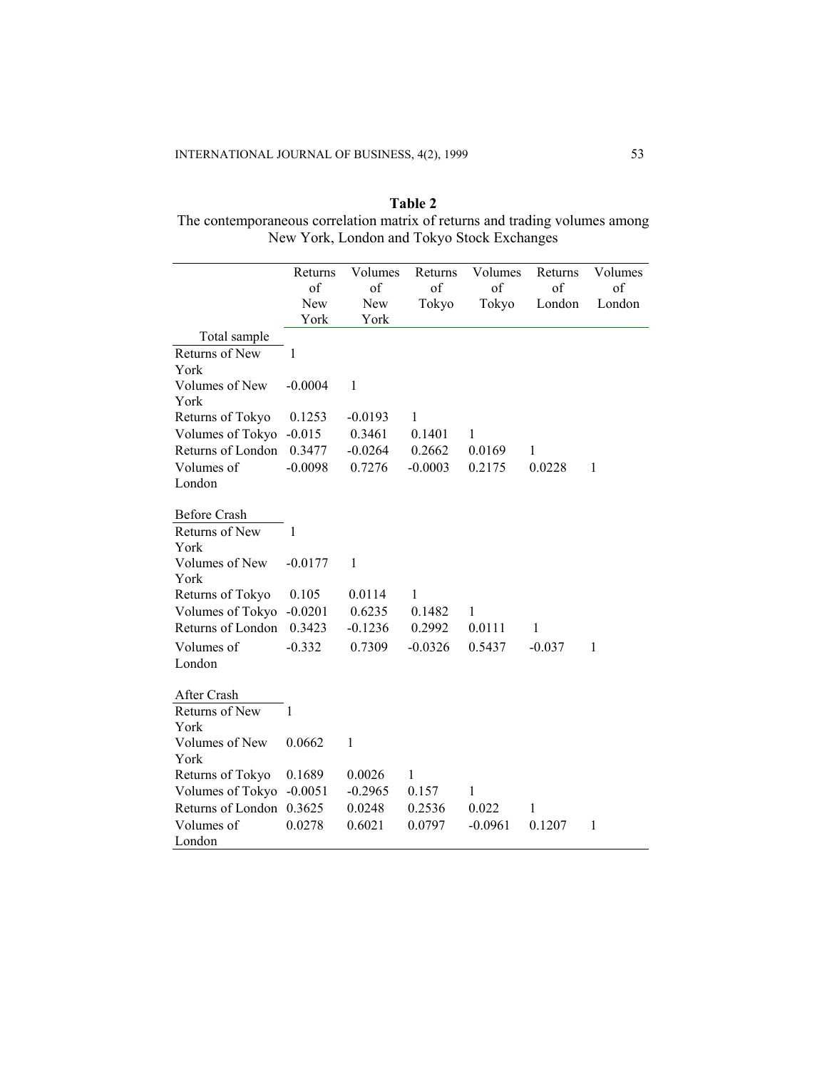**Table 2**
The contemporaneous correlation matrix of returns and trading volumes among New York, London and Tokyo Stock Exchanges

| | Returns of New York | Volumes of New York | Returns of Tokyo | Volumes of Tokyo | Returns of London | Volumes of London |
|---|---|---|---|---|---|---|
| Total sample | | | | | | |
| Returns of New York | 1 | | | | | |
| Volumes of New York | -0.0004 | 1 | | | | |
| Returns of Tokyo | 0.1253 | -0.0193 | 1 | | | |
| Volumes of Tokyo | -0.015 | 0.3461 | 0.1401 | 1 | | |
| Returns of London | 0.3477 | -0.0264 | 0.2662 | 0.0169 | 1 | |
| Volumes of London | -0.0098 | 0.7276 | -0.0003 | 0.2175 | 0.0228 | 1 |
| Before Crash | | | | | | |
| Returns of New York | 1 | | | | | |
| Volumes of New York | -0.0177 | 1 | | | | |
| Returns of Tokyo | 0.105 | 0.0114 | 1 | | | |
| Volumes of Tokyo | -0.0201 | 0.6235 | 0.1482 | 1 | | |
| Returns of London | 0.3423 | -0.1236 | 0.2992 | 0.0111 | 1 | |
| Volumes of London | -0.332 | 0.7309 | -0.0326 | 0.5437 | -0.037 | 1 |
| After Crash | | | | | | |
| Returns of New York | 1 | | | | | |
| Volumes of New York | 0.0662 | 1 | | | | |
| Returns of Tokyo | 0.1689 | 0.0026 | 1 | | | |
| Volumes of Tokyo | -0.0051 | -0.2965 | 0.157 | 1 | | |
| Returns of London | 0.3625 | 0.0248 | 0.2536 | 0.022 | 1 | |
| Volumes of London | 0.0278 | 0.6021 | 0.0797 | -0.0961 | 0.1207 | 1 |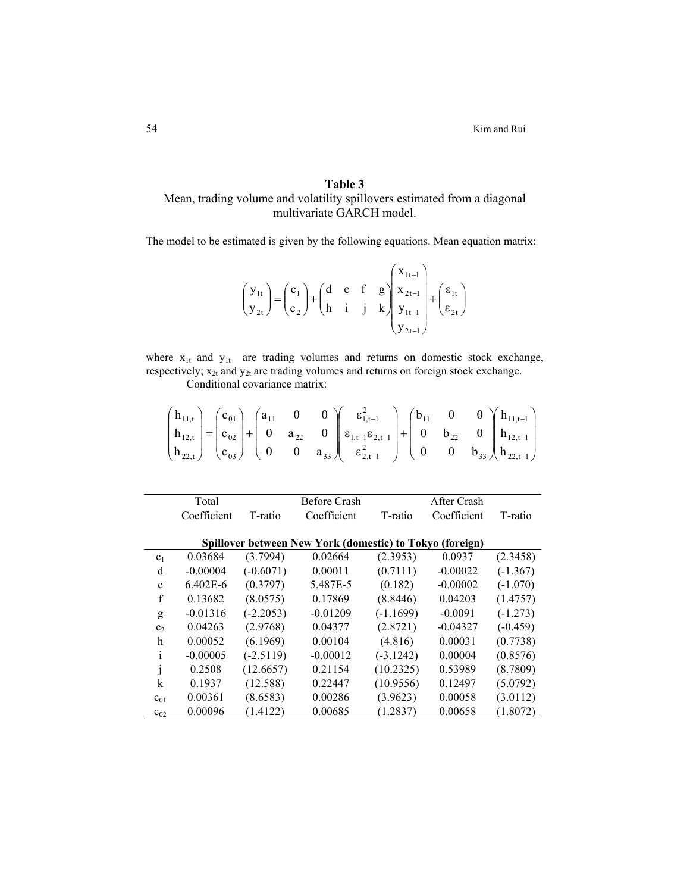**Table 3**

Mean, trading volume and volatility spillovers estimated from a diagonal multivariate GARCH model.

The model to be estimated is given by the following equations. Mean equation matrix:

$$\begin{pmatrix} y_{1t} \\ y_{2t} \end{pmatrix} = \begin{pmatrix} c_1 \\ c_2 \end{pmatrix} + \begin{pmatrix} d & e & f & g \\ h & i & j & k \end{pmatrix} \begin{pmatrix} x_{1t-1} \\ x_{2t-1} \\ y_{1t-1} \\ y_{2t-1} \end{pmatrix} + \begin{pmatrix} \varepsilon_{1t} \\ \varepsilon_{2t} \end{pmatrix}$$

where $x_{1t}$ and $y_{1t}$ are trading volumes and returns on domestic stock exchange, respectively; $x_{2t}$ and $y_{2t}$ are trading volumes and returns on foreign stock exchange.

Conditional covariance matrix:

$$\begin{pmatrix} h_{11,t} \\ h_{12,t} \\ h_{22,t} \end{pmatrix} = \begin{pmatrix} c_{01} \\ c_{02} \\ c_{03} \end{pmatrix} + \begin{pmatrix} a_{11} & 0 & 0 \\ 0 & a_{22} & 0 \\ 0 & 0 & a_{33} \end{pmatrix} \begin{pmatrix} \varepsilon_{1,t-1}^2 \\ \varepsilon_{1,t-1}\varepsilon_{2,t-1} \\ \varepsilon_{2,t-1}^2 \end{pmatrix} + \begin{pmatrix} b_{11} & 0 & 0 \\ 0 & b_{22} & 0 \\ 0 & 0 & b_{33} \end{pmatrix} \begin{pmatrix} h_{11,t-1} \\ h_{12,t-1} \\ h_{22,t-1} \end{pmatrix}$$

| | Total | | Before Crash | | After Crash | |
|---|---|---|---|---|---|---|
| | Coefficient | T-ratio | Coefficient | T-ratio | Coefficient | T-ratio |
| | | | **Spillover between New York (domestic) to Tokyo (foreign)** | | | |
| $c_1$ | 0.03684 | (3.7994) | 0.02664 | (2.3953) | 0.0937 | (2.3458) |
| d | -0.00004 | (-0.6071) | 0.00011 | (0.7111) | -0.00022 | (-1.367) |
| e | 6.402E-6 | (0.3797) | 5.487E-5 | (0.182) | -0.00002 | (-1.070) |
| f | 0.13682 | (8.0575) | 0.17869 | (8.8446) | 0.04203 | (1.4757) |
| g | -0.01316 | (-2.2053) | -0.01209 | (-1.1699) | -0.0091 | (-1.273) |
| $c_2$ | 0.04263 | (2.9768) | 0.04377 | (2.8721) | -0.04327 | (-0.459) |
| h | 0.00052 | (6.1969) | 0.00104 | (4.816) | 0.00031 | (0.7738) |
| i | -0.00005 | (-2.5119) | -0.00012 | (-3.1242) | 0.00004 | (0.8576) |
| j | 0.2508 | (12.6657) | 0.21154 | (10.2325) | 0.53989 | (8.7809) |
| k | 0.1937 | (12.588) | 0.22447 | (10.9556) | 0.12497 | (5.0792) |
| $c_{01}$ | 0.00361 | (8.6583) | 0.00286 | (3.9623) | 0.00058 | (3.0112) |
| $c_{02}$ | 0.00096 | (1.4122) | 0.00685 | (1.2837) | 0.00658 | (1.8072) |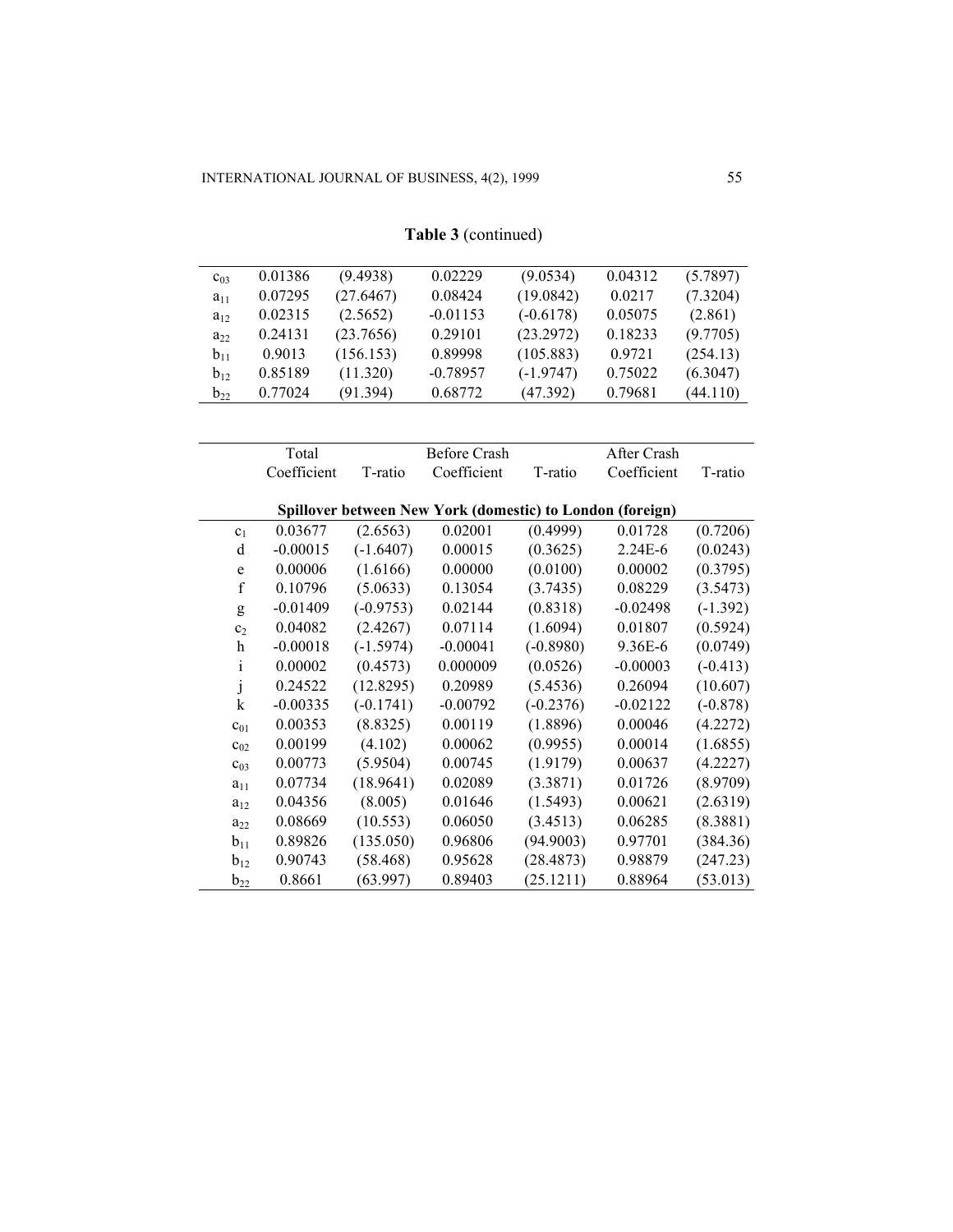**Table 3** (continued)

| | | | | | | |
|---|---|---|---|---|---|---|
| $c_{03}$ | 0.01386 | (9.4938) | 0.02229 | (9.0534) | 0.04312 | (5.7897) |
| $a_{11}$ | 0.07295 | (27.6467) | 0.08424 | (19.0842) | 0.0217 | (7.3204) |
| $a_{12}$ | 0.02315 | (2.5652) | -0.01153 | (-0.6178) | 0.05075 | (2.861) |
| $a_{22}$ | 0.24131 | (23.7656) | 0.29101 | (23.2972) | 0.18233 | (9.7705) |
| $b_{11}$ | 0.9013 | (156.153) | 0.89998 | (105.883) | 0.9721 | (254.13) |
| $b_{12}$ | 0.85189 | (11.320) | -0.78957 | (-1.9747) | 0.75022 | (6.3047) |
| $b_{22}$ | 0.77024 | (91.394) | 0.68772 | (47.392) | 0.79681 | (44.110) |

| | Total Coefficient | T-ratio | Before Crash Coefficient | T-ratio | After Crash Coefficient | T-ratio |
|---|---|---|---|---|---|---|
| **Spillover between New York (domestic) to London (foreign)** | | | | | | |
| $c_1$ | 0.03677 | (2.6563) | 0.02001 | (0.4999) | 0.01728 | (0.7206) |
| d | -0.00015 | (-1.6407) | 0.00015 | (0.3625) | 2.24E-6 | (0.0243) |
| e | 0.00006 | (1.6166) | 0.00000 | (0.0100) | 0.00002 | (0.3795) |
| f | 0.10796 | (5.0633) | 0.13054 | (3.7435) | 0.08229 | (3.5473) |
| g | -0.01409 | (-0.9753) | 0.02144 | (0.8318) | -0.02498 | (-1.392) |
| $c_2$ | 0.04082 | (2.4267) | 0.07114 | (1.6094) | 0.01807 | (0.5924) |
| h | -0.00018 | (-1.5974) | -0.00041 | (-0.8980) | 9.36E-6 | (0.0749) |
| i | 0.00002 | (0.4573) | 0.000009 | (0.0526) | -0.00003 | (-0.413) |
| j | 0.24522 | (12.8295) | 0.20989 | (5.4536) | 0.26094 | (10.607) |
| k | -0.00335 | (-0.1741) | -0.00792 | (-0.2376) | -0.02122 | (-0.878) |
| $c_{01}$ | 0.00353 | (8.8325) | 0.00119 | (1.8896) | 0.00046 | (4.2272) |
| $c_{02}$ | 0.00199 | (4.102) | 0.00062 | (0.9955) | 0.00014 | (1.6855) |
| $c_{03}$ | 0.00773 | (5.9504) | 0.00745 | (1.9179) | 0.00637 | (4.2227) |
| $a_{11}$ | 0.07734 | (18.9641) | 0.02089 | (3.3871) | 0.01726 | (8.9709) |
| $a_{12}$ | 0.04356 | (8.005) | 0.01646 | (1.5493) | 0.00621 | (2.6319) |
| $a_{22}$ | 0.08669 | (10.553) | 0.06050 | (3.4513) | 0.06285 | (8.3881) |
| $b_{11}$ | 0.89826 | (135.050) | 0.96806 | (94.9003) | 0.97701 | (384.36) |
| $b_{12}$ | 0.90743 | (58.468) | 0.95628 | (28.4873) | 0.98879 | (247.23) |
| $b_{22}$ | 0.8661 | (63.997) | 0.89403 | (25.1211) | 0.88964 | (53.013) |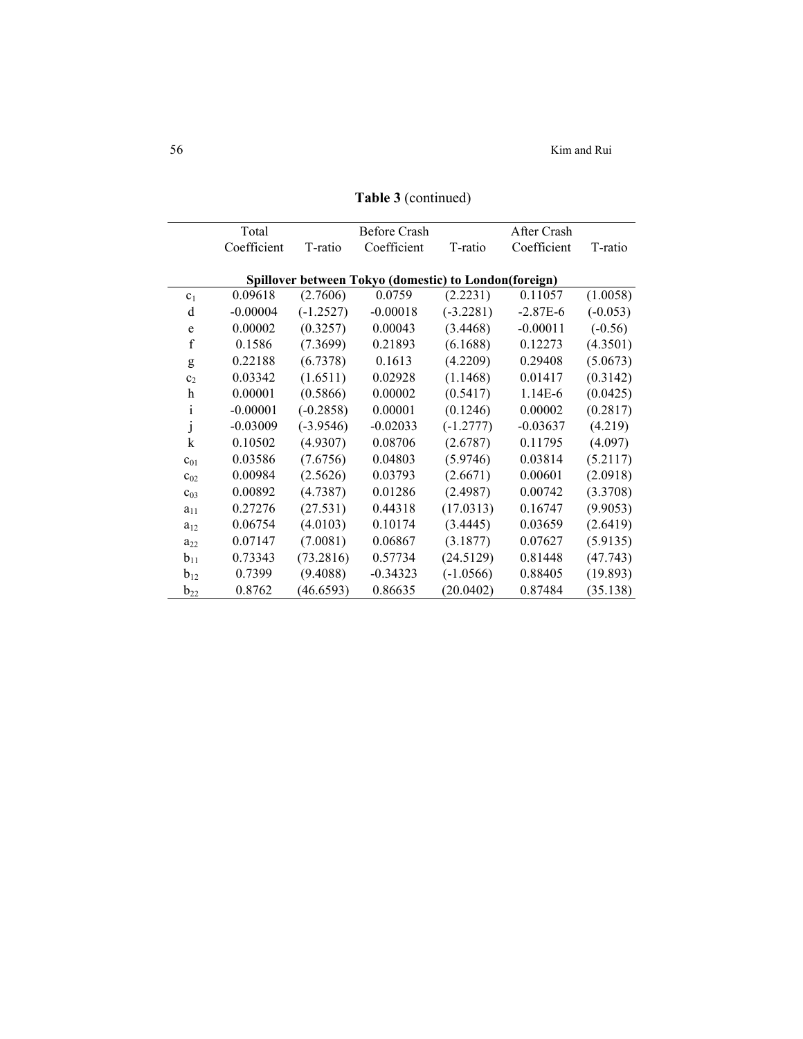**Table 3** (continued)

| | Total | | Before Crash | | After Crash | |
|---|---|---|---|---|---|---|
| | Coefficient | T-ratio | Coefficient | T-ratio | Coefficient | T-ratio |
| **Spillover between Tokyo (domestic) to London(foreign)** | | | | | | |
| $c_1$ | 0.09618 | (2.7606) | 0.0759 | (2.2231) | 0.11057 | (1.0058) |
| d | -0.00004 | (-1.2527) | -0.00018 | (-3.2281) | -2.87E-6 | (-0.053) |
| e | 0.00002 | (0.3257) | 0.00043 | (3.4468) | -0.00011 | (-0.56) |
| f | 0.1586 | (7.3699) | 0.21893 | (6.1688) | 0.12273 | (4.3501) |
| g | 0.22188 | (6.7378) | 0.1613 | (4.2209) | 0.29408 | (5.0673) |
| $c_2$ | 0.03342 | (1.6511) | 0.02928 | (1.1468) | 0.01417 | (0.3142) |
| h | 0.00001 | (0.5866) | 0.00002 | (0.5417) | 1.14E-6 | (0.0425) |
| i | -0.00001 | (-0.2858) | 0.00001 | (0.1246) | 0.00002 | (0.2817) |
| j | -0.03009 | (-3.9546) | -0.02033 | (-1.2777) | -0.03637 | (4.219) |
| k | 0.10502 | (4.9307) | 0.08706 | (2.6787) | 0.11795 | (4.097) |
| $c_{01}$ | 0.03586 | (7.6756) | 0.04803 | (5.9746) | 0.03814 | (5.2117) |
| $c_{02}$ | 0.00984 | (2.5626) | 0.03793 | (2.6671) | 0.00601 | (2.0918) |
| $c_{03}$ | 0.00892 | (4.7387) | 0.01286 | (2.4987) | 0.00742 | (3.3708) |
| $a_{11}$ | 0.27276 | (27.531) | 0.44318 | (17.0313) | 0.16747 | (9.9053) |
| $a_{12}$ | 0.06754 | (4.0103) | 0.10174 | (3.4445) | 0.03659 | (2.6419) |
| $a_{22}$ | 0.07147 | (7.0081) | 0.06867 | (3.1877) | 0.07627 | (5.9135) |
| $b_{11}$ | 0.73343 | (73.2816) | 0.57734 | (24.5129) | 0.81448 | (47.743) |
| $b_{12}$ | 0.7399 | (9.4088) | -0.34323 | (-1.0566) | 0.88405 | (19.893) |
| $b_{22}$ | 0.8762 | (46.6593) | 0.86635 | (20.0402) | 0.87484 | (35.138) |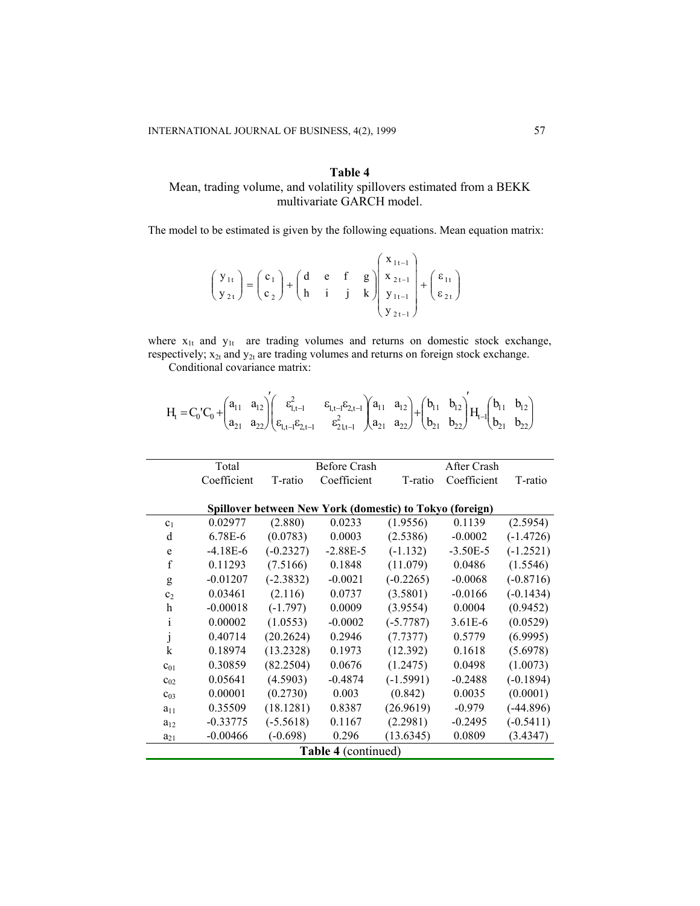**Table 4**

Mean, trading volume, and volatility spillovers estimated from a BEKK multivariate GARCH model.

The model to be estimated is given by the following equations. Mean equation matrix:

$$\begin{pmatrix} y_{1t} \\ y_{2t} \end{pmatrix} = \begin{pmatrix} c_1 \\ c_2 \end{pmatrix} + \begin{pmatrix} d & e & f & g \\ h & i & j & k \end{pmatrix} \begin{pmatrix} x_{1t-1} \\ x_{2t-1} \\ y_{1t-1} \\ y_{2t-1} \end{pmatrix} + \begin{pmatrix} \varepsilon_{1t} \\ \varepsilon_{2t} \end{pmatrix}$$

where $x_{1t}$ and $y_{1t}$ are trading volumes and returns on domestic stock exchange, respectively; $x_{2t}$ and $y_{2t}$ are trading volumes and returns on foreign stock exchange.

Conditional covariance matrix:

$$H_t = C_0'C_0 + \begin{pmatrix} a_{11} & a_{12} \\ a_{21} & a_{22} \end{pmatrix}' \begin{pmatrix} \varepsilon_{1,t-1}^2 & \varepsilon_{1,t-1}\varepsilon_{2,t-1} \\ \varepsilon_{1,t-1}\varepsilon_{2,t-1} & \varepsilon_{21,t-1}^2 \end{pmatrix} \begin{pmatrix} a_{11} & a_{12} \\ a_{21} & a_{22} \end{pmatrix} + \begin{pmatrix} b_{11} & b_{12} \\ b_{21} & b_{22} \end{pmatrix}' H_{t-1} \begin{pmatrix} b_{11} & b_{12} \\ b_{21} & b_{22} \end{pmatrix}$$

| | Total Coefficient | T-ratio | Before Crash Coefficient | T-ratio | After Crash Coefficient | T-ratio |
|---|---|---|---|---|---|---|
| | **Spillover between New York (domestic) to Tokyo (foreign)** | | | | | |
| $c_1$ | 0.02977 | (2.880) | 0.0233 | (1.9556) | 0.1139 | (2.5954) |
| d | 6.78E-6 | (0.0783) | 0.0003 | (2.5386) | -0.0002 | (-1.4726) |
| e | -4.18E-6 | (-0.2327) | -2.88E-5 | (-1.132) | -3.50E-5 | (-1.2521) |
| f | 0.11293 | (7.5166) | 0.1848 | (11.079) | 0.0486 | (1.5546) |
| g | -0.01207 | (-2.3832) | -0.0021 | (-0.2265) | -0.0068 | (-0.8716) |
| $c_2$ | 0.03461 | (2.116) | 0.0737 | (3.5801) | -0.0166 | (-0.1434) |
| h | -0.00018 | (-1.797) | 0.0009 | (3.9554) | 0.0004 | (0.9452) |
| i | 0.00002 | (1.0553) | -0.0002 | (-5.7787) | 3.61E-6 | (0.0529) |
| j | 0.40714 | (20.2624) | 0.2946 | (7.7377) | 0.5779 | (6.9995) |
| k | 0.18974 | (13.2328) | 0.1973 | (12.392) | 0.1618 | (5.6978) |
| $c_{01}$ | 0.30859 | (82.2504) | 0.0676 | (1.2475) | 0.0498 | (1.0073) |
| $c_{02}$ | 0.05641 | (4.5903) | -0.4874 | (-1.5991) | -0.2488 | (-0.1894) |
| $c_{03}$ | 0.00001 | (0.2730) | 0.003 | (0.842) | 0.0035 | (0.0001) |
| $a_{11}$ | 0.35509 | (18.1281) | 0.8387 | (26.9619) | -0.979 | (-44.896) |
| $a_{12}$ | -0.33775 | (-5.5618) | 0.1167 | (2.2981) | -0.2495 | (-0.5411) |
| $a_{21}$ | -0.00466 | (-0.698) | 0.296 | (13.6345) | 0.0809 | (3.4347) |

**Table 4** (continued)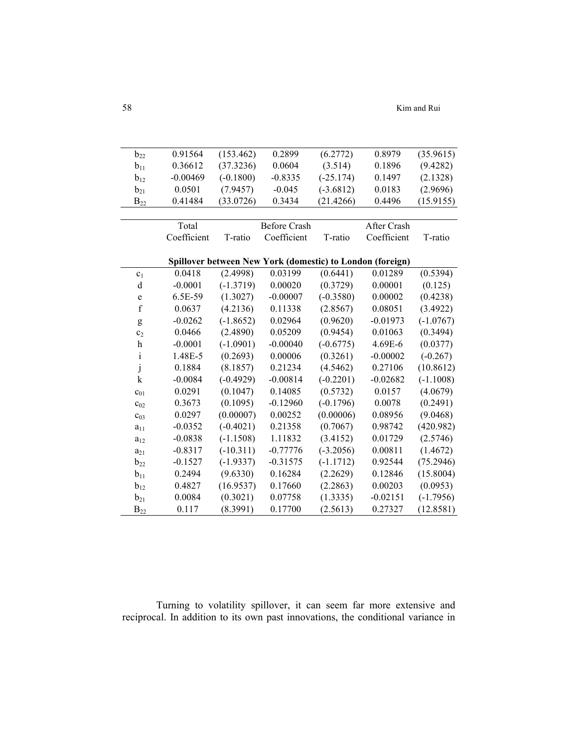| | | | | | | |
|---|---|---|---|---|---|---|
| $b_{22}$ | 0.91564 | (153.462) | 0.2899 | (6.2772) | 0.8979 | (35.9615) |
| $b_{11}$ | 0.36612 | (37.3236) | 0.0604 | (3.514) | 0.1896 | (9.4282) |
| $b_{12}$ | -0.00469 | (-0.1800) | -0.8335 | (-25.174) | 0.1497 | (2.1328) |
| $b_{21}$ | 0.0501 | (7.9457) | -0.045 | (-3.6812) | 0.0183 | (2.9696) |
| $B_{22}$ | 0.41484 | (33.0726) | 0.3434 | (21.4266) | 0.4496 | (15.9155) |

| | Total | | Before Crash | | After Crash | |
|---|---|---|---|---|---|---|
| | Coefficient | T-ratio | Coefficient | T-ratio | Coefficient | T-ratio |
| | **Spillover between New York (domestic) to London (foreign)** | | | | | |
| $c_1$ | 0.0418 | (2.4998) | 0.03199 | (0.6441) | 0.01289 | (0.5394) |
| d | -0.0001 | (-1.3719) | 0.00020 | (0.3729) | 0.00001 | (0.125) |
| e | 6.5E-59 | (1.3027) | -0.00007 | (-0.3580) | 0.00002 | (0.4238) |
| f | 0.0637 | (4.2136) | 0.11338 | (2.8567) | 0.08051 | (3.4922) |
| g | -0.0262 | (-1.8652) | 0.02964 | (0.9620) | -0.01973 | (-1.0767) |
| $c_2$ | 0.0466 | (2.4890) | 0.05209 | (0.9454) | 0.01063 | (0.3494) |
| h | -0.0001 | (-1.0901) | -0.00040 | (-0.6775) | 4.69E-6 | (0.0377) |
| i | 1.48E-5 | (0.2693) | 0.00006 | (0.3261) | -0.00002 | (-0.267) |
| j | 0.1884 | (8.1857) | 0.21234 | (4.5462) | 0.27106 | (10.8612) |
| k | -0.0084 | (-0.4929) | -0.00814 | (-0.2201) | -0.02682 | (-1.1008) |
| $c_{01}$ | 0.0291 | (0.1047) | 0.14085 | (0.5732) | 0.0157 | (4.0679) |
| $c_{02}$ | 0.3673 | (0.1095) | -0.12960 | (-0.1796) | 0.0078 | (0.2491) |
| $c_{03}$ | 0.0297 | (0.00007) | 0.00252 | (0.00006) | 0.08956 | (9.0468) |
| $a_{11}$ | -0.0352 | (-0.4021) | 0.21358 | (0.7067) | 0.98742 | (420.982) |
| $a_{12}$ | -0.0838 | (-1.1508) | 1.11832 | (3.4152) | 0.01729 | (2.5746) |
| $a_{21}$ | -0.8317 | (-10.311) | -0.77776 | (-3.2056) | 0.00811 | (1.4672) |
| $b_{22}$ | -0.1527 | (-1.9337) | -0.31575 | (-1.1712) | 0.92544 | (75.2946) |
| $b_{11}$ | 0.2494 | (9.6330) | 0.16284 | (2.2629) | 0.12846 | (15.8004) |
| $b_{12}$ | 0.4827 | (16.9537) | 0.17660 | (2.2863) | 0.00203 | (0.0953) |
| $b_{21}$ | 0.0084 | (0.3021) | 0.07758 | (1.3335) | -0.02151 | (-1.7956) |
| $B_{22}$ | 0.117 | (8.3991) | 0.17700 | (2.5613) | 0.27327 | (12.8581) |

Turning to volatility spillover, it can seem far more extensive and reciprocal. In addition to its own past innovations, the conditional variance in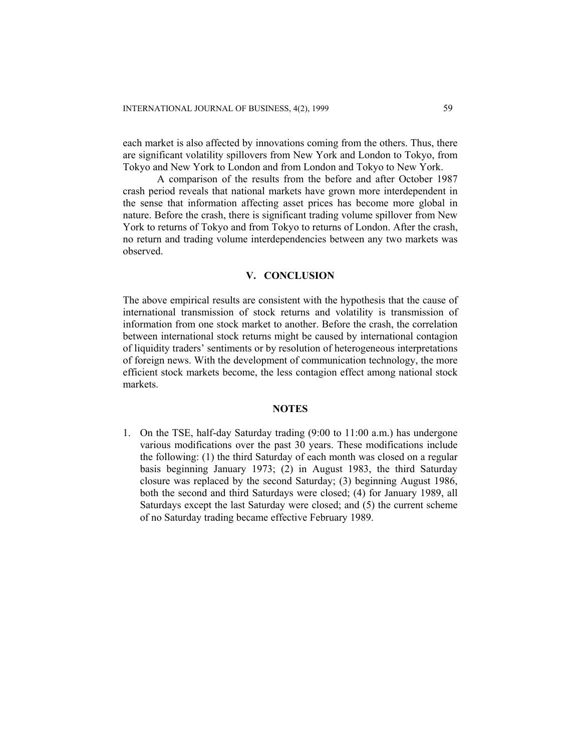each market is also affected by innovations coming from the others. Thus, there are significant volatility spillovers from New York and London to Tokyo, from Tokyo and New York to London and from London and Tokyo to New York.

A comparison of the results from the before and after October 1987 crash period reveals that national markets have grown more interdependent in the sense that information affecting asset prices has become more global in nature. Before the crash, there is significant trading volume spillover from New York to returns of Tokyo and from Tokyo to returns of London. After the crash, no return and trading volume interdependencies between any two markets was observed.

## V. CONCLUSION

The above empirical results are consistent with the hypothesis that the cause of international transmission of stock returns and volatility is transmission of information from one stock market to another. Before the crash, the correlation between international stock returns might be caused by international contagion of liquidity traders' sentiments or by resolution of heterogeneous interpretations of foreign news. With the development of communication technology, the more efficient stock markets become, the less contagion effect among national stock markets.

## NOTES

1. On the TSE, half-day Saturday trading (9:00 to 11:00 a.m.) has undergone various modifications over the past 30 years. These modifications include the following: (1) the third Saturday of each month was closed on a regular basis beginning January 1973; (2) in August 1983, the third Saturday closure was replaced by the second Saturday; (3) beginning August 1986, both the second and third Saturdays were closed; (4) for January 1989, all Saturdays except the last Saturday were closed; and (5) the current scheme of no Saturday trading became effective February 1989.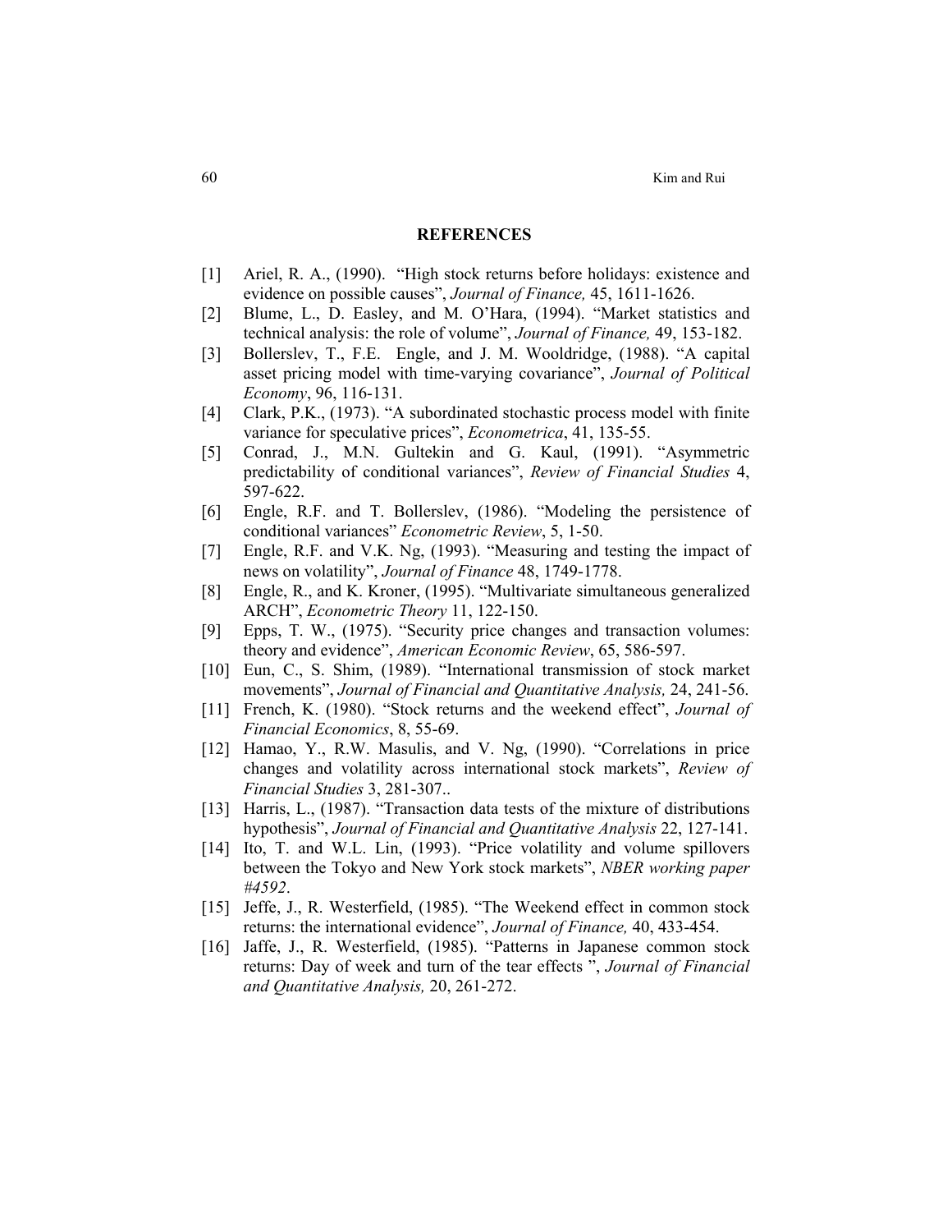## REFERENCES

[1] Ariel, R. A., (1990). "High stock returns before holidays: existence and evidence on possible causes", *Journal of Finance,* 45, 1611-1626.

[2] Blume, L., D. Easley, and M. O'Hara, (1994). "Market statistics and technical analysis: the role of volume", *Journal of Finance,* 49, 153-182.

[3] Bollerslev, T., F.E. Engle, and J. M. Wooldridge, (1988). "A capital asset pricing model with time-varying covariance", *Journal of Political Economy*, 96, 116-131.

[4] Clark, P.K., (1973). "A subordinated stochastic process model with finite variance for speculative prices", *Econometrica*, 41, 135-55.

[5] Conrad, J., M.N. Gultekin and G. Kaul, (1991). "Asymmetric predictability of conditional variances", *Review of Financial Studies* 4, 597-622.

[6] Engle, R.F. and T. Bollerslev, (1986). "Modeling the persistence of conditional variances" *Econometric Review*, 5, 1-50.

[7] Engle, R.F. and V.K. Ng, (1993). "Measuring and testing the impact of news on volatility", *Journal of Finance* 48, 1749-1778.

[8] Engle, R., and K. Kroner, (1995). "Multivariate simultaneous generalized ARCH", *Econometric Theory* 11, 122-150.

[9] Epps, T. W., (1975). "Security price changes and transaction volumes: theory and evidence", *American Economic Review*, 65, 586-597.

[10] Eun, C., S. Shim, (1989). "International transmission of stock market movements", *Journal of Financial and Quantitative Analysis,* 24, 241-56.

[11] French, K. (1980). "Stock returns and the weekend effect", *Journal of Financial Economics*, 8, 55-69.

[12] Hamao, Y., R.W. Masulis, and V. Ng, (1990). "Correlations in price changes and volatility across international stock markets", *Review of Financial Studies* 3, 281-307..

[13] Harris, L., (1987). "Transaction data tests of the mixture of distributions hypothesis", *Journal of Financial and Quantitative Analysis* 22, 127-141.

[14] Ito, T. and W.L. Lin, (1993). "Price volatility and volume spillovers between the Tokyo and New York stock markets", *NBER working paper #4592*.

[15] Jeffe, J., R. Westerfield, (1985). "The Weekend effect in common stock returns: the international evidence", *Journal of Finance,* 40, 433-454.

[16] Jaffe, J., R. Westerfield, (1985). "Patterns in Japanese common stock returns: Day of week and turn of the tear effects ", *Journal of Financial and Quantitative Analysis,* 20, 261-272.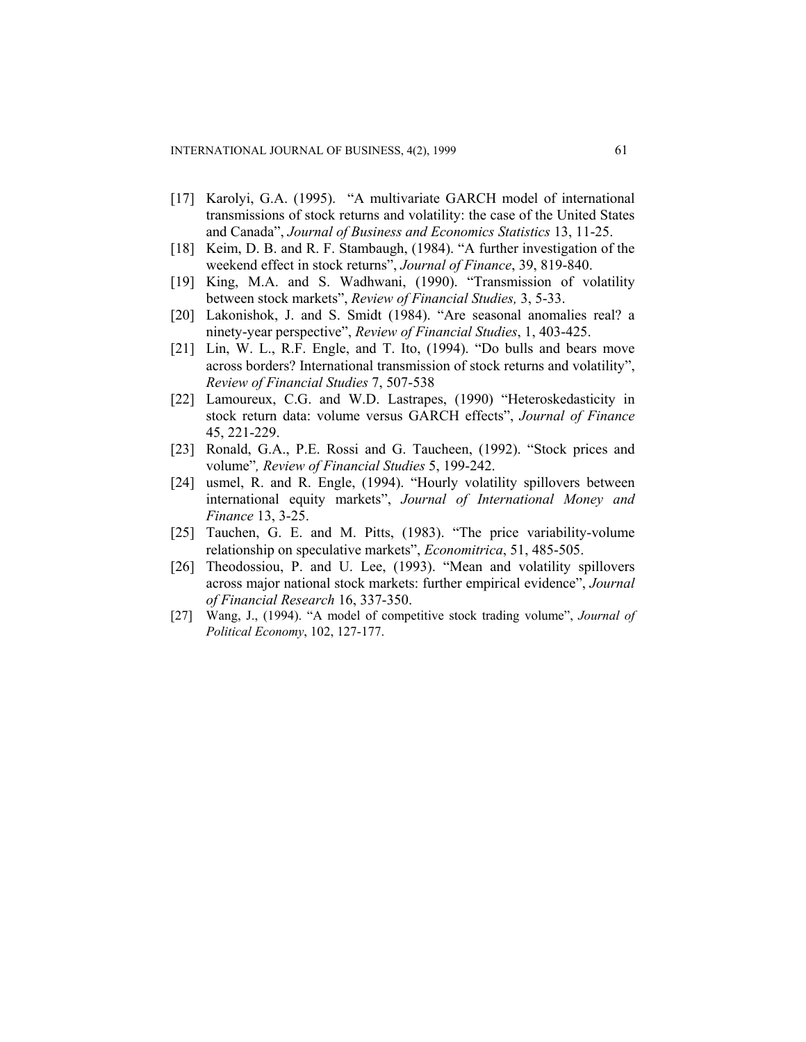[17] Karolyi, G.A. (1995). "A multivariate GARCH model of international transmissions of stock returns and volatility: the case of the United States and Canada", *Journal of Business and Economics Statistics* 13, 11-25.

[18] Keim, D. B. and R. F. Stambaugh, (1984). "A further investigation of the weekend effect in stock returns", *Journal of Finance*, 39, 819-840.

[19] King, M.A. and S. Wadhwani, (1990). "Transmission of volatility between stock markets", *Review of Financial Studies,* 3, 5-33.

[20] Lakonishok, J. and S. Smidt (1984). "Are seasonal anomalies real? a ninety-year perspective", *Review of Financial Studies*, 1, 403-425.

[21] Lin, W. L., R.F. Engle, and T. Ito, (1994). "Do bulls and bears move across borders? International transmission of stock returns and volatility", *Review of Financial Studies* 7, 507-538

[22] Lamoureux, C.G. and W.D. Lastrapes, (1990) "Heteroskedasticity in stock return data: volume versus GARCH effects", *Journal of Finance* 45, 221-229.

[23] Ronald, G.A., P.E. Rossi and G. Taucheen, (1992). "Stock prices and volume"*, Review of Financial Studies* 5, 199-242.

[24] usmel, R. and R. Engle, (1994). "Hourly volatility spillovers between international equity markets", *Journal of International Money and Finance* 13, 3-25.

[25] Tauchen, G. E. and M. Pitts, (1983). "The price variability-volume relationship on speculative markets", *Economitrica*, 51, 485-505.

[26] Theodossiou, P. and U. Lee, (1993). "Mean and volatility spillovers across major national stock markets: further empirical evidence", *Journal of Financial Research* 16, 337-350.

[27] Wang, J., (1994). "A model of competitive stock trading volume", *Journal of Political Economy*, 102, 127-177.